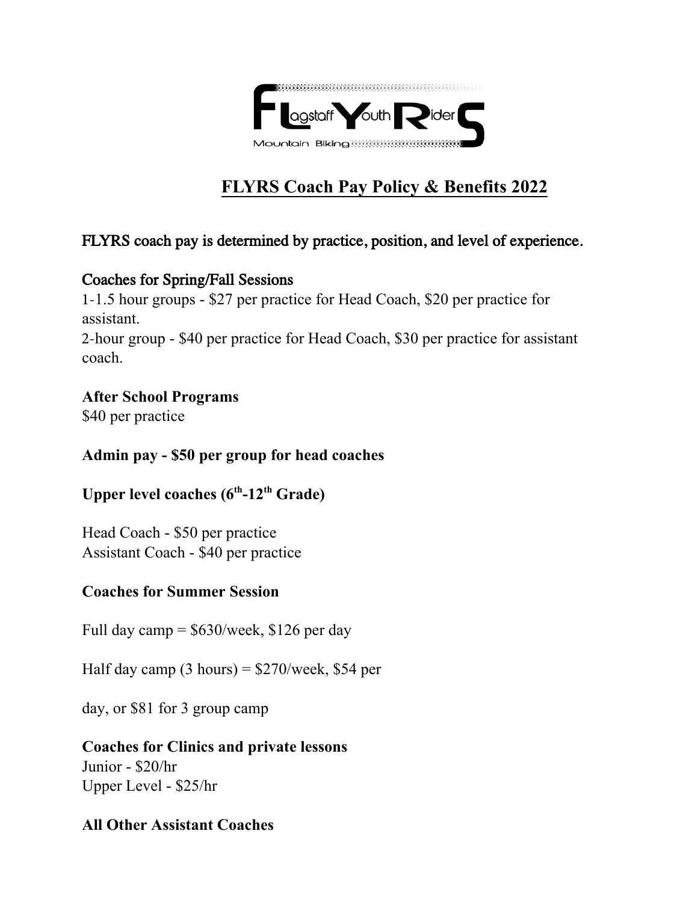# FLYRS Coach Pay Policy & Benefits 2022

FLYRS coach pay is determined by practice, position, and level of experience.

Coaches for Spring/Fall Sessions

1-1.5 hour groups - $27 per practice for Head Coach, $20 per practice for assistant.

2-hour group - $40 per practice for Head Coach, $30 per practice for assistant coach.

**After School Programs**

$40 per practice

**Admin pay - $50 per group for head coaches**

**Upper level coaches (6th-12th Grade)**

Head Coach - $50 per practice

Assistant Coach - $40 per practice

**Coaches for Summer Session**

Full day camp = $630/week, $126 per day

Half day camp (3 hours) = $270/week, $54 per day, or $81 for 3 group camp

**Coaches for Clinics and private lessons**

Junior - $20/hr

Upper Level - $25/hr

**All Other Assistant Coaches**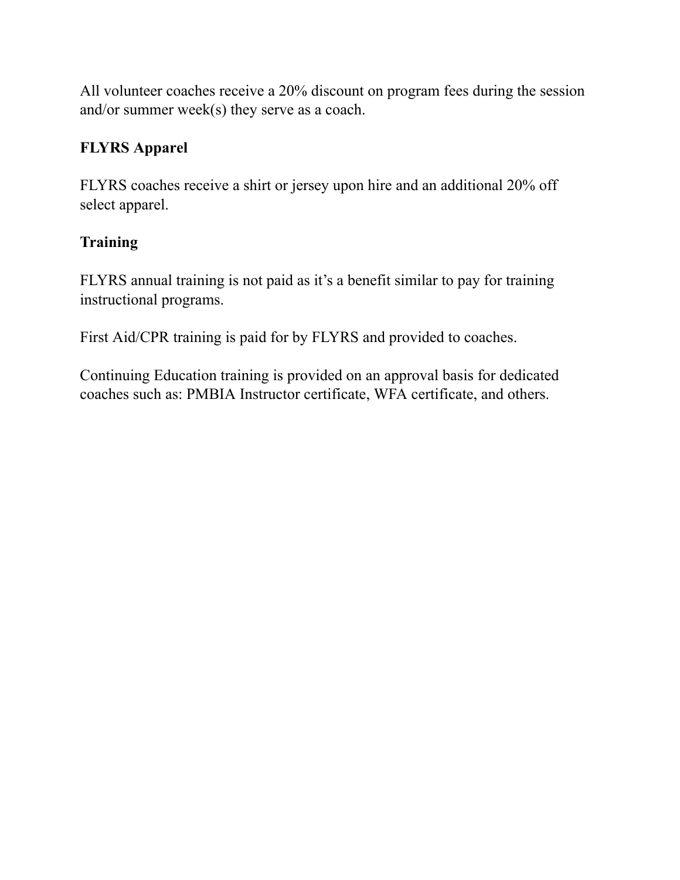All volunteer coaches receive a 20% discount on program fees during the session and/or summer week(s) they serve as a coach.

**FLYRS Apparel**

FLYRS coaches receive a shirt or jersey upon hire and an additional 20% off select apparel.

**Training**

FLYRS annual training is not paid as it's a benefit similar to pay for training instructional programs.

First Aid/CPR training is paid for by FLYRS and provided to coaches.

Continuing Education training is provided on an approval basis for dedicated coaches such as: PMBIA Instructor certificate, WFA certificate, and others.